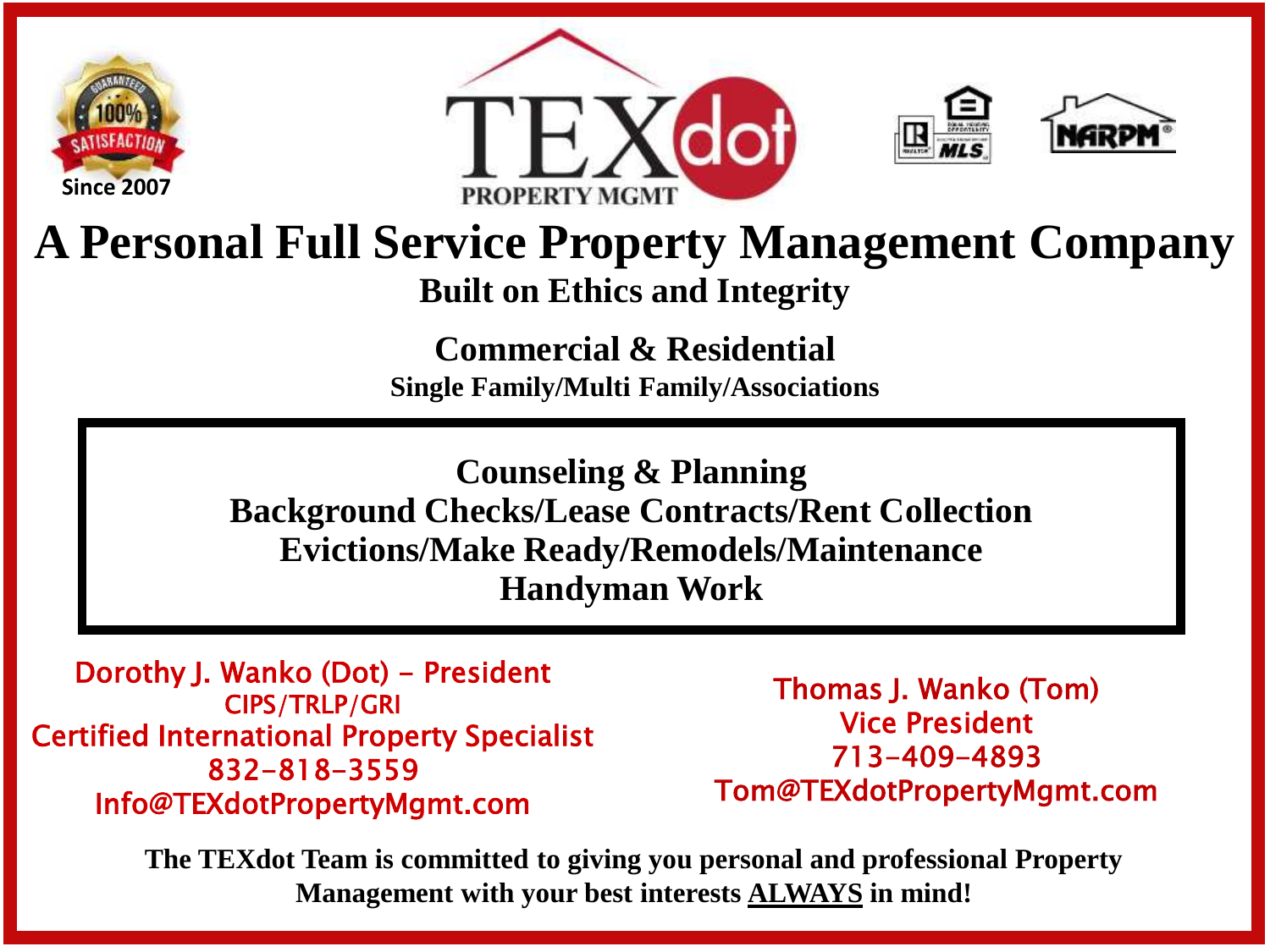100% Satisfaction Guaranteed

Since 2007

TEXdot PROPERTY MGMT

# A Personal Full Service Property Management Company

## Built on Ethics and Integrity

### Commercial & Residential

**Single Family/Multi Family/Associations**

**Counseling & Planning**
**Background Checks/Lease Contracts/Rent Collection**
**Evictions/Make Ready/Remodels/Maintenance**
**Handyman Work**

Dorothy J. Wanko (Dot) – President
CIPS/TRLP/GRI
Certified International Property Specialist
832-818-3559
Info@TEXdotPropertyMgmt.com

Thomas J. Wanko (Tom)
Vice President
713-409-4893
Tom@TEXdotPropertyMgmt.com

**The TEXdot Team is committed to giving you personal and professional Property Management with your best interests ALWAYS in mind!**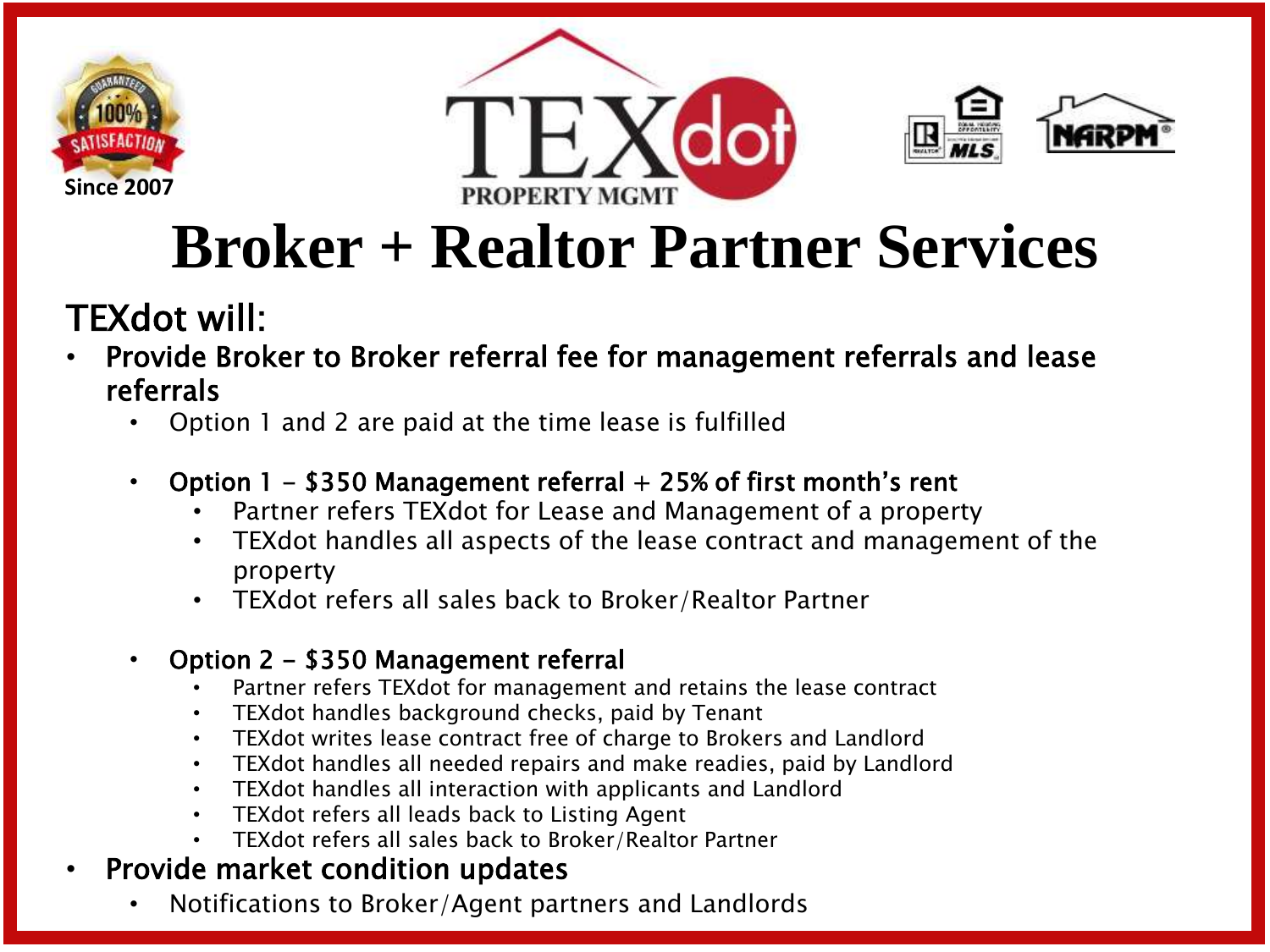Since 2007

TEXdot PROPERTY MGMT

# Broker + Realtor Partner Services

## TEXdot will:

- **Provide Broker to Broker referral fee for management referrals and lease referrals**
  - Option 1 and 2 are paid at the time lease is fulfilled
  - **Option 1 – $350 Management referral + 25% of first month's rent**
    - Partner refers TEXdot for Lease and Management of a property
    - TEXdot handles all aspects of the lease contract and management of the property
    - TEXdot refers all sales back to Broker/Realtor Partner
  - **Option 2 – $350 Management referral**
    - Partner refers TEXdot for management and retains the lease contract
    - TEXdot handles background checks, paid by Tenant
    - TEXdot writes lease contract free of charge to Brokers and Landlord
    - TEXdot handles all needed repairs and make readies, paid by Landlord
    - TEXdot handles all interaction with applicants and Landlord
    - TEXdot refers all leads back to Listing Agent
    - TEXdot refers all sales back to Broker/Realtor Partner
- **Provide market condition updates**
  - Notifications to Broker/Agent partners and Landlords